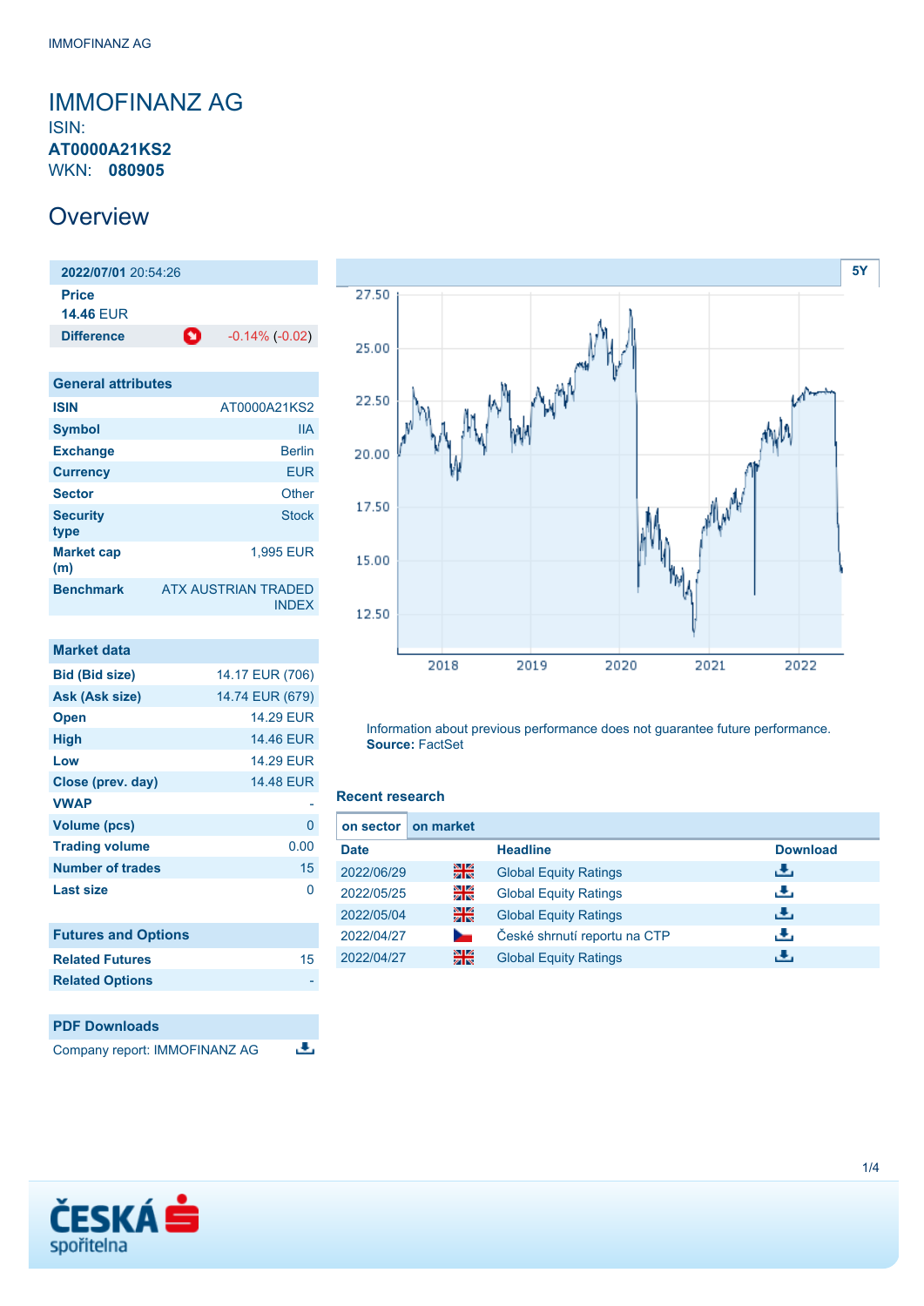# IMMOFINANZ AG

ISIN:
**AT0000A21KS2**
WKN: **080905**

## Overview

| 2022/07/01 20:54:26 | |
|---|---|
| **Price** | |
| **14.46** EUR | |
| **Difference** | -0.14% (-0.02) |

### General attributes

| | |
|---|---|
| **ISIN** | AT0000A21KS2 |
| **Symbol** | IIA |
| **Exchange** | Berlin |
| **Currency** | EUR |
| **Sector** | Other |
| **Security type** | Stock |
| **Market cap (m)** | 1,995 EUR |
| **Benchmark** | ATX AUSTRIAN TRADED INDEX |

### Market data

| | |
|---|---|
| **Bid (Bid size)** | 14.17 EUR (706) |
| **Ask (Ask size)** | 14.74 EUR (679) |
| **Open** | 14.29 EUR |
| **High** | 14.46 EUR |
| **Low** | 14.29 EUR |
| **Close (prev. day)** | 14.48 EUR |
| **VWAP** | - |
| **Volume (pcs)** | 0 |
| **Trading volume** | 0.00 |
| **Number of trades** | 15 |
| **Last size** | 0 |

### Futures and Options

| | |
|---|---|
| **Related Futures** | 15 |
| **Related Options** | - |

### PDF Downloads

Company report: IMMOFINANZ AG

5Y

Information about previous performance does not guarantee future performance.
**Source:** FactSet

### Recent research

on sector | on market

| Date | | Headline | Download |
|---|---|---|---|
| 2022/06/29 | | Global Equity Ratings | |
| 2022/05/25 | | Global Equity Ratings | |
| 2022/05/04 | | Global Equity Ratings | |
| 2022/04/27 | | České shrnutí reportu na CTP | |
| 2022/04/27 | | Global Equity Ratings | |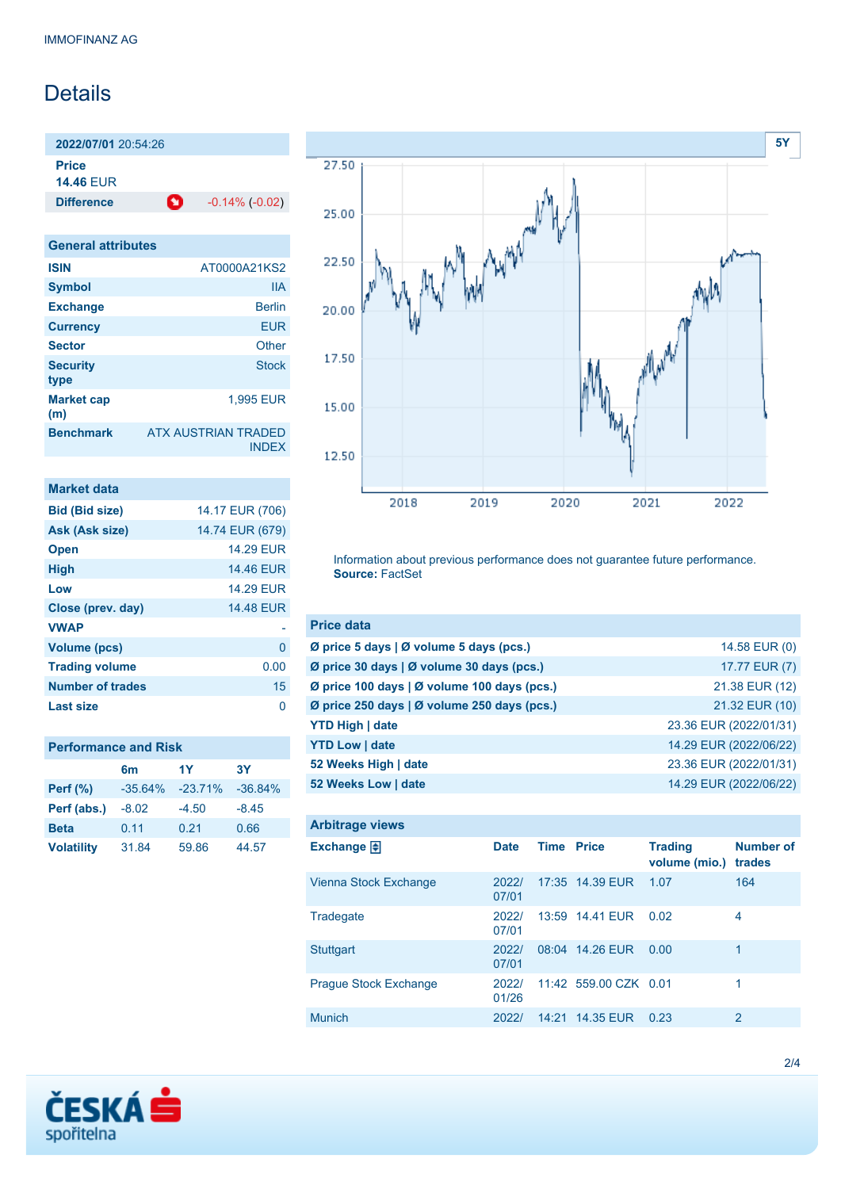IMMOFINANZ AG

# Details

| 2022/07/01 20:54:26 | |
|---|---|
| **Price** 14.46 EUR | |
| **Difference** | -0.14% (-0.02) |

## General attributes

| | |
|---|---|
| **ISIN** | AT0000A21KS2 |
| **Symbol** | IIA |
| **Exchange** | Berlin |
| **Currency** | EUR |
| **Sector** | Other |
| **Security type** | Stock |
| **Market cap (m)** | 1,995 EUR |
| **Benchmark** | ATX AUSTRIAN TRADED INDEX |

## Market data

| | |
|---|---|
| **Bid (Bid size)** | 14.17 EUR (706) |
| **Ask (Ask size)** | 14.74 EUR (679) |
| **Open** | 14.29 EUR |
| **High** | 14.46 EUR |
| **Low** | 14.29 EUR |
| **Close (prev. day)** | 14.48 EUR |
| **VWAP** | - |
| **Volume (pcs)** | 0 |
| **Trading volume** | 0.00 |
| **Number of trades** | 15 |
| **Last size** | 0 |

## Performance and Risk

| | 6m | 1Y | 3Y |
|---|---|---|---|
| **Perf (%)** | -35.64% | -23.71% | -36.84% |
| **Perf (abs.)** | -8.02 | -4.50 | -8.45 |
| **Beta** | 0.11 | 0.21 | 0.66 |
| **Volatility** | 31.84 | 59.86 | 44.57 |

Information about previous performance does not guarantee future performance.
**Source:** FactSet

## Price data

| | |
|---|---|
| **Ø price 5 days \| Ø volume 5 days (pcs.)** | 14.58 EUR (0) |
| **Ø price 30 days \| Ø volume 30 days (pcs.)** | 17.77 EUR (7) |
| **Ø price 100 days \| Ø volume 100 days (pcs.)** | 21.38 EUR (12) |
| **Ø price 250 days \| Ø volume 250 days (pcs.)** | 21.32 EUR (10) |
| **YTD High \| date** | 23.36 EUR (2022/01/31) |
| **YTD Low \| date** | 14.29 EUR (2022/06/22) |
| **52 Weeks High \| date** | 23.36 EUR (2022/01/31) |
| **52 Weeks Low \| date** | 14.29 EUR (2022/06/22) |

## Arbitrage views

| Exchange | Date | Time | Price | Trading volume (mio.) | Number of trades |
|---|---|---|---|---|---|
| Vienna Stock Exchange | 2022/07/01 | 17:35 | 14.39 EUR | 1.07 | 164 |
| Tradegate | 2022/07/01 | 13:59 | 14.41 EUR | 0.02 | 4 |
| Stuttgart | 2022/07/01 | 08:04 | 14.26 EUR | 0.00 | 1 |
| Prague Stock Exchange | 2022/01/26 | 11:42 | 559.00 CZK | 0.01 | 1 |
| Munich | 2022/ | 14:21 | 14.35 EUR | 0.23 | 2 |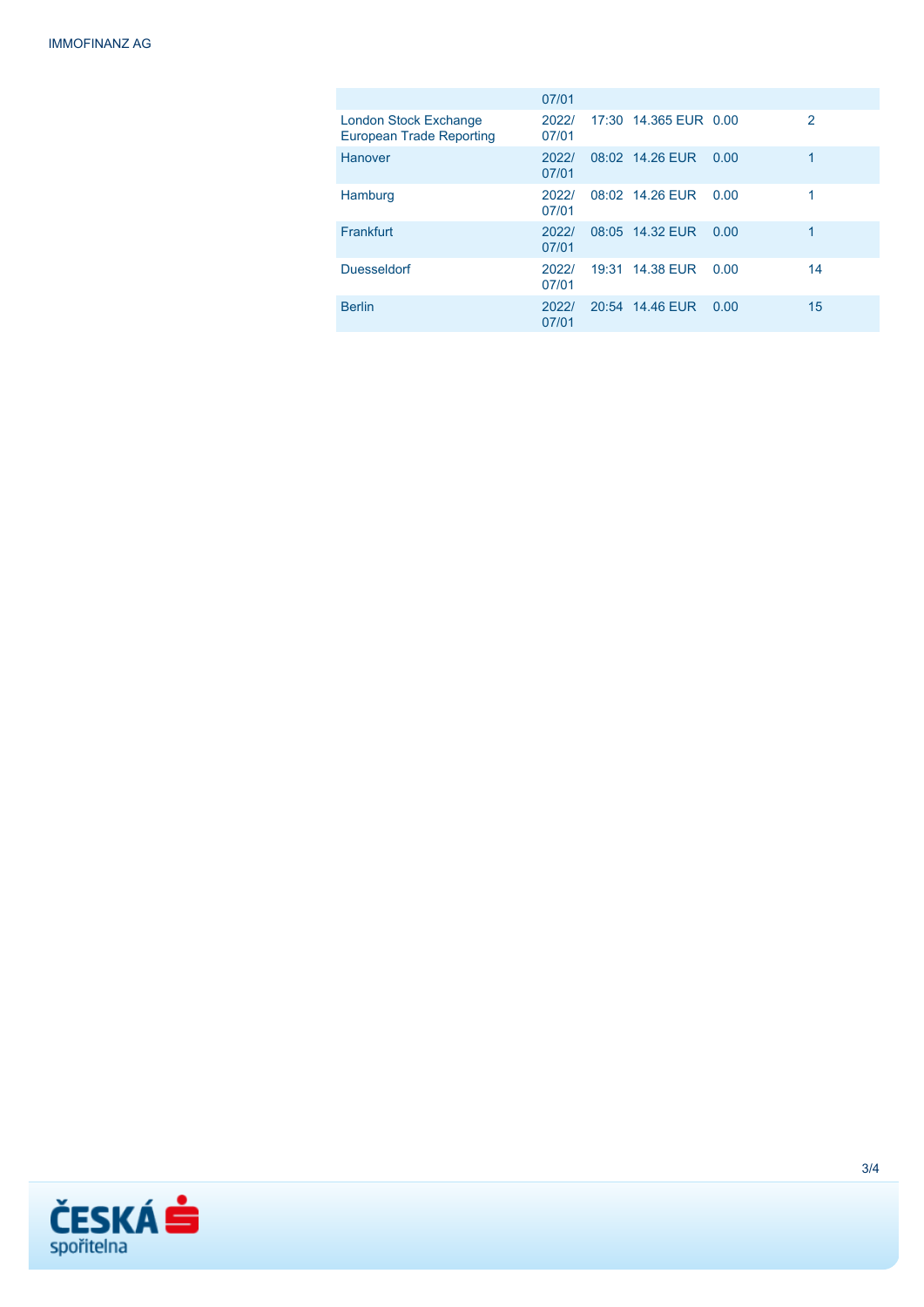|  | 07/01 |  |  |  |  |
|---|---|---|---|---|---|
| London Stock Exchange European Trade Reporting | 2022/ 07/01 | 17:30 | 14.365 EUR | 0.00 | 2 |
| Hanover | 2022/ 07/01 | 08:02 | 14.26 EUR | 0.00 | 1 |
| Hamburg | 2022/ 07/01 | 08:02 | 14.26 EUR | 0.00 | 1 |
| Frankfurt | 2022/ 07/01 | 08:05 | 14.32 EUR | 0.00 | 1 |
| Duesseldorf | 2022/ 07/01 | 19:31 | 14.38 EUR | 0.00 | 14 |
| Berlin | 2022/ 07/01 | 20:54 | 14.46 EUR | 0.00 | 15 |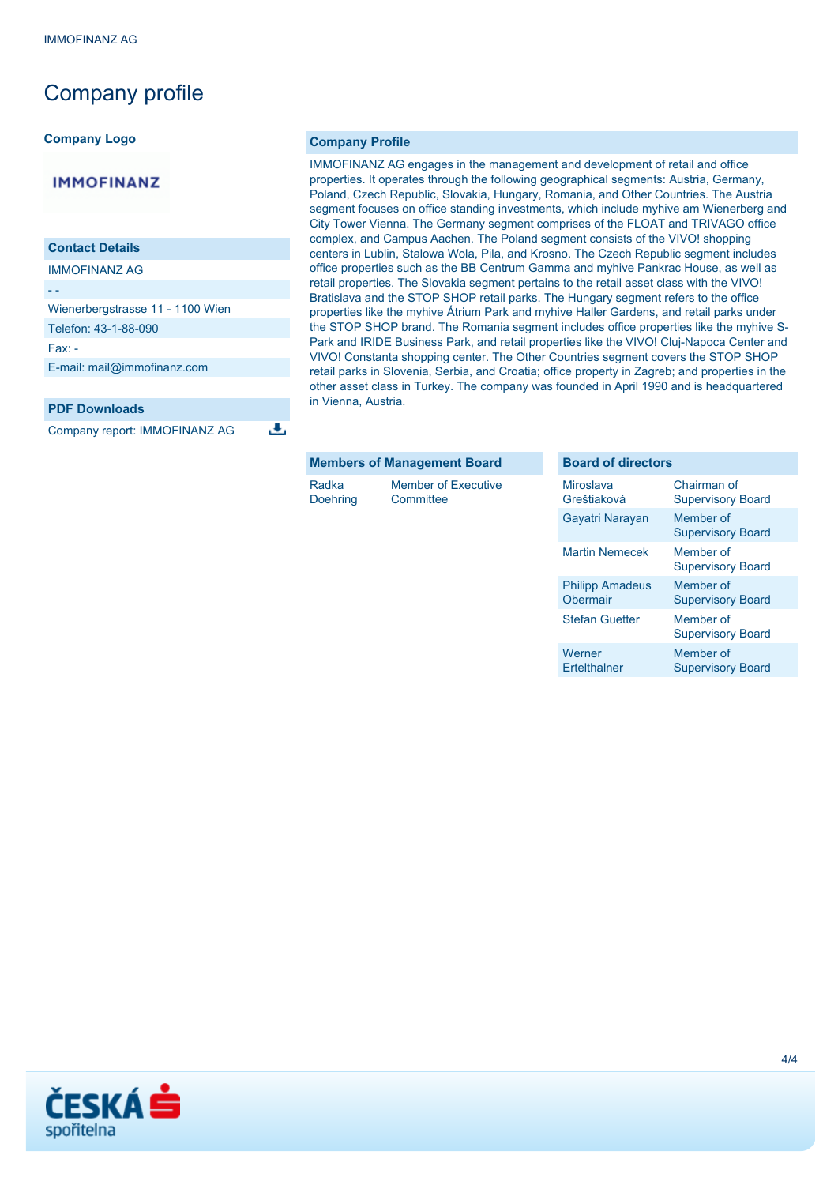# Company profile

**Company Logo**

IMMOFINANZ

## Contact Details

IMMOFINANZ AG

- -

Wienerbergstrasse 11 - 1100 Wien

Telefon: 43-1-88-090

Fax: -

E-mail: mail@immofinanz.com

## PDF Downloads

Company report: IMMOFINANZ AG

## Company Profile

IMMOFINANZ AG engages in the management and development of retail and office properties. It operates through the following geographical segments: Austria, Germany, Poland, Czech Republic, Slovakia, Hungary, Romania, and Other Countries. The Austria segment focuses on office standing investments, which include myhive am Wienerberg and City Tower Vienna. The Germany segment comprises of the FLOAT and TRIVAGO office complex, and Campus Aachen. The Poland segment consists of the VIVO! shopping centers in Lublin, Stalowa Wola, Pila, and Krosno. The Czech Republic segment includes office properties such as the BB Centrum Gamma and myhive Pankrac House, as well as retail properties. The Slovakia segment pertains to the retail asset class with the VIVO! Bratislava and the STOP SHOP retail parks. The Hungary segment refers to the office properties like the myhive Átrium Park and myhive Haller Gardens, and retail parks under the STOP SHOP brand. The Romania segment includes office properties like the myhive S-Park and IRIDE Business Park, and retail properties like the VIVO! Cluj-Napoca Center and VIVO! Constanta shopping center. The Other Countries segment covers the STOP SHOP retail parks in Slovenia, Serbia, and Croatia; office property in Zagreb; and properties in the other asset class in Turkey. The company was founded in April 1990 and is headquartered in Vienna, Austria.

## Members of Management Board

| | |
|---|---|
| Radka Doehring | Member of Executive Committee |

## Board of directors

| | |
|---|---|
| Miroslava Greštiaková | Chairman of Supervisory Board |
| Gayatri Narayan | Member of Supervisory Board |
| Martin Nemecek | Member of Supervisory Board |
| Philipp Amadeus Obermair | Member of Supervisory Board |
| Stefan Guetter | Member of Supervisory Board |
| Werner Ertelthalner | Member of Supervisory Board |